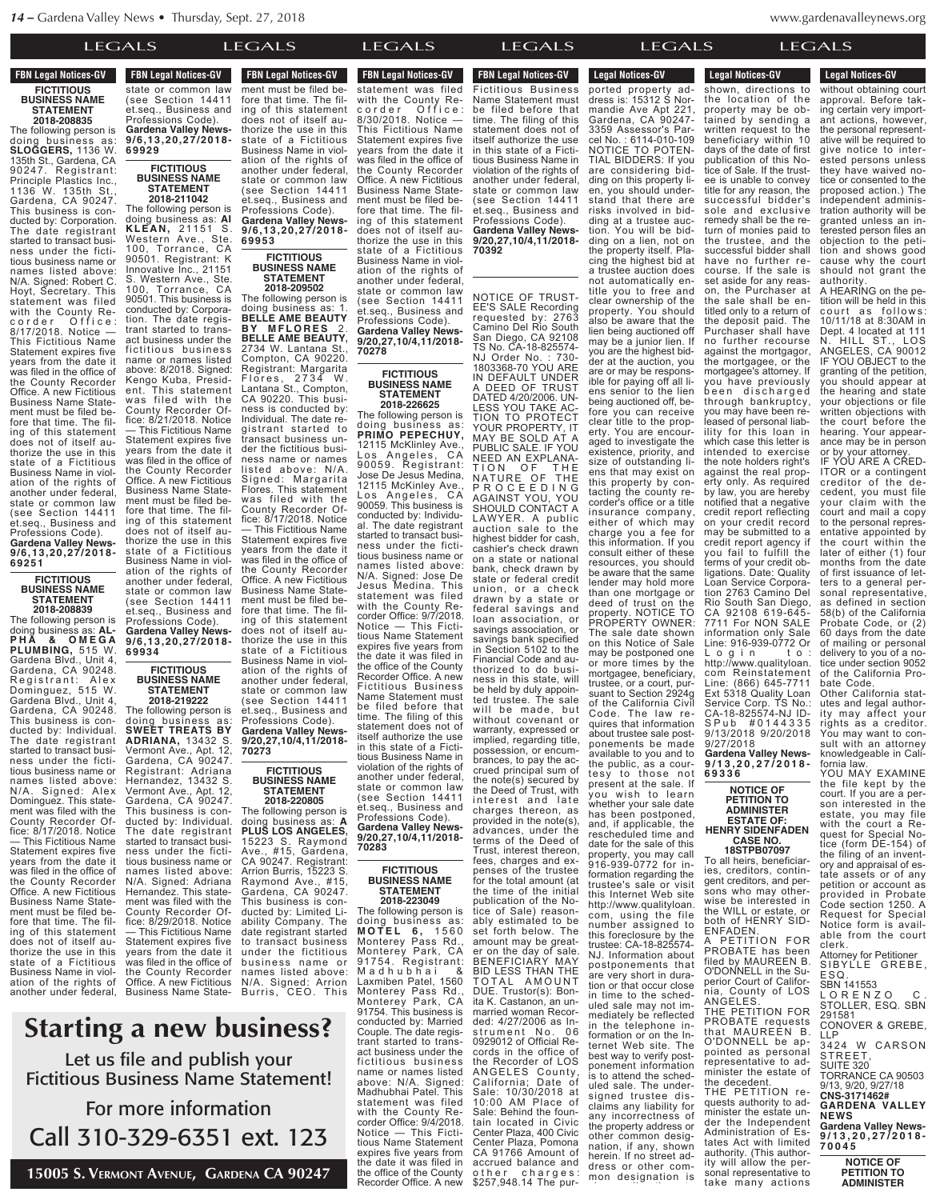LEGALS LEGALS LEGALS LEGALS LEGALS LEGALS

**FBN Legal Notices-GV**

**FICTITIOUS BUSINESS NAME STATEMENT 2018-208835**

The following person is doing business as: **SLOGGERS,** 1136 W. 135th St., Gardena, CA 90247. Registrant: Principle Plastics Inc., 1136 W. 135th St., Gardena, CA 90247. This business is conducted by: Corporation. The date registrant started to transact business under the fictitious business name or names listed above: N/A. Signed: Robert C. Hoyt, Secretary. This statement was filed with the County Recorder Office: 8/17/2018. Notice — This Fictitious Name Statement expires five years from the date it was filed in the office of the County Recorder Office. A new Fictitious Business Name Statement must be filed before that time. The filing of this statement does not of itself authorize the use in this state of a Fictitious Business Name in violation of the rights of another under federal, state or common law (see Section 14411 et.seq., Business and Professions Code).

**Gardena Valley News-9/6,13,20,27/2018-69251**

**FICTITIOUS BUSINESS NAME STATEMENT 2018-208839**

The following person is doing business as: **AL-PHA & OMEGA PLUMBING,** 515 W. Gardena Blvd., Unit 4, Gardena, CA 90248. Registrant: Alex Dominguez, 515 W. Gardena Blvd., Unit 4, Gardena, CA 90248. This business is conducted by: Individual. The date registrant started to transact business under the fictitious business name or names listed above: N/A. Signed: Alex Dominguez. This statement was filed with the County Recorder Office: 8/17/2018. Notice — This Fictitious Name Statement expires five years from the date it was filed in the office of the County Recorder Office. A new Fictitious Business Name Statement must be filed before that time. The filing of this statement does not of itself authorize the use in this state of a Fictitious Business Name in violation of the rights of another under federal, state or common law (see Section 14411 et.seq., Business and Professions Code).

**Gardena Valley News-9/6,13,20,27/2018-69929**

**FICTITIOUS BUSINESS NAME STATEMENT 2018-211042**

The following person is doing business as: **AI KLEAN,** 21151 S. Western Ave., Ste. 100, Torrance, CA 90501. Registrant: K Innovative Inc., 21151 S. Western Ave., Ste. 100, Torrance, CA 90501. This business is conducted by: Corporation. The date registrant started to transact business under the fictitious business name or names listed above: 8/2018. Signed: Kengo Kuba, President. This statement was filed with the County Recorder Office: 8/21/2018. Notice — This Fictitious Name Statement expires five years from the date it was filed in the office of the County Recorder Office. A new Fictitious Business Name Statement must be filed before that time. The filing of this statement does not of itself authorize the use in this state of a Fictitious Business Name in violation of the rights of another under federal, state or common law (see Section 14411 et.seq., Business and Professions Code).

**Gardena Valley News-9/6,13,20,27/2018-69934**

**FICTITIOUS BUSINESS NAME STATEMENT 2018-219222**

The following person is doing business as: **SWEET TREATS BY ADRIANA,** 13432 S. Vermont Ave., Apt. 12, Gardena, CA 90247. Registrant: Adriana Hernandez, 13432 S. Vermont Ave., Apt. 12, Gardena, CA 90247. This business is conducted by: Individual. The date registrant started to transact business under the fictitious business name or names listed above: N/A. Signed: Adriana Hernandez. This statement was filed with the County Recorder Office: 8/29/2018. Notice — This Fictitious Name Statement expires five years from the date it was filed in the office of the County Recorder Office. A new Fictitious Business Name Statement must be filed before that time. The filing of this statement does not of itself authorize the use in this state of a Fictitious Business Name in violation of the rights of another under federal, state or common law (see Section 14411 et.seq., Business and Professions Code).

**Gardena Valley News-9/6,13,20,27/2018-69953**

**FICTITIOUS BUSINESS NAME STATEMENT 2018-209502**

The following person is doing business as: 1. **BELLE AME BEAUTY BY MFLORES** 2. **BELLE AME BEAUTY,** 2734 W. Lantana St., Compton, CA 90220. Registrant: Margarita Flores, 2734 W. Lantana St., Compton, CA 90220. This business is conducted by: Individual. The date registrant started to transact business under the fictitious business name or names listed above: N/A. Signed: Margarita Flores. This statement was filed with the County Recorder Office: 8/17/2018. Notice — This Fictitious Name Statement expires five years from the date it was filed in the office of the County Recorder Office. A new Fictitious Business Name Statement must be filed before that time. The filing of this statement does not of itself authorize the use in this state of a Fictitious Business Name in violation of the rights of another under federal, state or common law (see Section 14411 et.seq., Business and Professions Code).

**Gardena Valley News-9/20,27,10/4,11/2018-70273**

**FICTITIOUS BUSINESS NAME STATEMENT 2018-220805**

The following person is doing business as: **A PLUS LOS ANGELES,** 15223 S. Raymond Ave., #15, Gardena, CA 90247. Registrant: Arrion Burris, 15223 S. Raymond Ave., #15, Gardena, CA 90247. This business is conducted by: Limited Liability Company. The date registrant started to transact business under the fictitious business name or names listed above: N/A. Signed: Arrion Burris, CEO. This statement was filed with the County Recorder Office: 8/30/2018. Notice — This Fictitious Name Statement expires five years from the date it was filed in the office of the County Recorder Office. A new Fictitious Business Name Statement must be filed before that time. The filing of this statement does not of itself authorize the use in this state of a Fictitious Business Name in violation of the rights of another under federal, state or common law (see Section 14411 et.seq., Business and Professions Code).

**Gardena Valley News-9/20,27,10/4,11/2018-70278**

**FICTITIOUS BUSINESS NAME STATEMENT 2018-226625**

The following person is doing business as: **PRIMO PEPECHUY,** 12115 McKlinley Ave., Los Angeles, CA 90059. Registrant: Jose De Jesus Medina, 12115 McKinley Ave., Los Angeles, CA 90059. This business is conducted by: Individual. The date registrant started to transact business under the fictitious business name or names listed above: N/A. Signed: Jose De Jesus Medina. This statement was filed with the County Recorder Office: 9/7/2018. Notice — This Fictitious Name Statement expires five years from the date it was filed in the office of the County Recorder Office. A new Fictitious Business Name Statement must be filed before that time. The filing of this statement does not of itself authorize the use in this state of a Fictitious Business Name in violation of the rights of another under federal, state or common law (see Section 14411 et.seq., Business and Professions Code).

**Gardena Valley News-9/20,27,10/4,11/2018-70283**

**FICTITIOUS BUSINESS NAME STATEMENT 2018-223049**

The following person is doing business as: **MOTEL 6,** 1560 Monterey Pass Rd., Monterey Park, CA 91754. Registrant: Madhubhai & Laxmiben Patel, 1560 Monterey Pass Rd., Monterey Park, CA 91754. This business is conducted by: Married Couple. The date registrant started to transact business under the fictitious business name or names listed above: N/A. Signed: Madhubhai Patel. This statement was filed with the County Recorder Office: 9/4/2018. Notice — This Fictitious Name Statement expires five years from the date it was filed in the office of the County Recorder Office. A new Fictitious Business Name Statement must be filed before that time. The filing of this statement does not of itself authorize the use in this state of a Fictitious Business Name in violation of the rights of another under federal, state or common law (see Section 14411 et.seq., Business and Professions Code).

**Gardena Valley News-9/20,27,10/4,11/2018-70392**

**Legal Notices-GV**

NOTICE OF TRUSTEE'S SALE Recording requested by: 2763 Camino Del Rio South San Diego, CA 92108 TS No. CA-18-825574-NJ Order No.: 730-1803368-70 YOU ARE IN DEFAULT UNDER A DEED OF TRUST DATED 4/20/2006. UNLESS YOU TAKE ACTION TO PROTECT YOUR PROPERTY, IT MAY BE SOLD AT A PUBLIC SALE. IF YOU NEED AN EXPLANATION OF THE NATURE OF THE PROCEEDING AGAINST YOU, YOU SHOULD CONTACT A LAWYER. A public auction sale to the highest bidder for cash, cashier's check drawn on a state or national bank, check drawn by state or federal credit union, or a check drawn by a state or federal savings and loan association, or savings association, or savings bank specified in Section 5102 to the Financial Code and authorized to do business in this state, will be held by duly appointed trustee. The sale will be made, but without covenant or warranty, expressed or implied, regarding title, possession, or encumbrances, to pay the remaining principal sum of the note(s) secured by the Deed of Trust, with interest and late charges thereon, as provided in the note(s), advances, under the terms of the Deed of Trust, interest thereon, fees, charges and expenses of the trustee for the total amount (at the time of the initial publication of the Notice of Sale) reasonably estimated to be set forth below. The amount may be greater on the day of sale. BENEFICIARY MAY ELECT TO BID LESS THAN THE TOTAL AMOUNT DUE. Trustor(s): Bonita K. Castanon, an unmarried woman Recorded: 4/27/2006 as Instrument No. 06 0929012 of Official Records in the office of the Recorder of LOS ANGELES County, California; Date of Sale: 10/30/2018 at 10:00 AM Place of Sale: Behind the fountain located in Civic Center Plaza, 400 Civic Center Plaza, Pomona CA 91766 Amount of accrued balance and other charges: $257,948.14 The purported property address is: 15312 S Normandie Ave Apt 221, Gardena, CA 90247-3359 Assessor's Parcel No.: 6114-010-109 NOTICE TO POTENTIAL BIDDERS: If you are considering bidding on this property lien, you should understand that there are risks involved in bidding at a trustee auction. You will be bidding on a lien, not on the property itself. Placing the highest bid at a trustee auction does not automatically entitle you to free and clear ownership of the property. You should also be aware that the lien being auctioned off may be a junior lien. If you are the highest bidder at the auction, you are or may be responsible for paying off all liens senior to the lien being auctioned off, before you can receive clear title to the property. You are encouraged to investigate the existence, priority, and size of outstanding liens that may exist on this property by contacting the county recorder's office or a title insurance company, either of which may charge you a fee for this information. If you consult either of these resources, you should be aware that the same lender may hold more than one mortgage or deed of trust on the property. NOTICE TO PROPERTY OWNER: The sale date shown on this Notice of Sale may be postponed one or more times by the mortgagee, beneficiary, trustee, or a court, pursuant to Section 2924g of the California Civil Code. The law requires that information about trustee sale postponements be made available to you and to the public, as a courtesy to those not present at the sale. If you wish to learn whether your sale date has been postponed, and, if applicable, the rescheduled time and date for the sale of this property, you may call 916-939-0772 for information regarding the trustee's sale or visit this Internet Web site http://www.qualityloan.com, using the file number assigned to this foreclosure by the Trustee: CA-18-825574-NJ. Information about postponements that are very short in duration or that occur close in time to the scheduled sale may not immediately be reflected in the telephone information or on the Internet Web site. The best way to verify postponement information is to attend the scheduled sale. The undersigned trustee disclaims any liability for any incorrectness of the property address or other common designation, if any, shown herein. If no street address or other common designation is shown, directions to the location of the property may be obtained by sending a written request to the beneficiary within 10 days of the date of first publication of this Notice of Sale. If the trustee is unable to convey title for any reason, the successful bidder's sole and exclusive remedy shall be the return of monies paid to the trustee, and the successful bidder shall have no further recourse. If the sale is set aside for any reason, the Purchaser at the sale shall be entitled only to a return of the deposit paid. The Purchaser shall have no further recourse against the mortgagor, the mortgagee, or the mortgagee's attorney. If you have previously been discharged through bankruptcy, you may have been released of personal liability for this loan in which case this letter is intended to exercise the note holders right's against the real property only. As required by law, you are hereby notified that a negative credit report reflecting on your credit record may be submitted to a credit report agency if you fail to fulfill the terms of your credit obligations. Date: Quality Loan Service Corporation 2763 Camino Del Rio South San Diego, CA 92108 619-645-7711 For NON SALE information only Sale Line: 916-939-0772 Or Login to: http://www.qualityloan.com Reinstatement Line: (866) 645-7711 Ext 5318 Quality Loan Service Corp. TS No.: CA-18-825574-NJ IDSPub #0144335 9/13/2018 9/20/2018 9/27/2018

**Gardena Valley News-9/13,20,27/2018-69336**

**NOTICE OF PETITION TO ADMINISTER ESTATE OF: HENRY SIDENFADEN CASE NO. 18STPB07097**

To all heirs, beneficiaries, creditors, contingent creditors, and persons who may otherwise be interested in the WILL or estate, or both of HENRY SIDENFADEN.

A PETITION FOR PROBATE has been filed by MAUREEN B. O'DONNELL in the Superior Court of California, County of LOS ANGELES.

THE PETITION FOR PROBATE requests that MAUREEN B. O'DONNELL be appointed as personal representative to administer the estate of the decedent.

THE PETITION requests authority to administer the estate under the Independent Administration of Estates Act with limited authority. (This authority will allow the personal representative to take many actions without obtaining court approval. Before taking certain very important actions, however, the personal representative will be required to give notice to interested persons unless they have waived notice or consented to the proposed action.) The independent administration authority will be granted unless an interested person files an objection to the petition and shows good cause why the court should not grant the authority.

A HEARING on the petition will be held in this court as follows: 10/11/18 at 8:30AM in Dept. 4 located at 111 N. HILL ST., LOS ANGELES, CA 90012

IF YOU OBJECT to the granting of the petition, you should appear at the hearing and state your objections or file written objections with the court before the hearing. Your appearance may be in person or by your attorney.

IF YOU ARE A CREDITOR or a contingent creditor of the decedent, you must file your claim with the court and mail a copy to the personal representative appointed by the court within the later of either (1) four months from the date of first issuance of letters to a general personal representative, as defined in section 58(b) of the California Probate Code, or (2) 60 days from the date of mailing or personal delivery to you of a notice under section 9052 of the California Probate Code.

Other California statutes and legal authority may affect your rights as a creditor. You may want to consult with an attorney knowledgeable in California law.

YOU MAY EXAMINE the file kept by the court. If you are a person interested in the estate, you may file with the court a Request for Special Notice (form DE-154) of the filing of an inventory and appraisal of estate assets or of any petition or account as provided in Probate Code section 1250. A Request for Special Notice form is available from the court clerk.

Attorney for Petitioner
SIBYLLE GREBE, ESQ.
SBN 141553
LORENZO C. STOLLER, ESQ. SBN 291581
CONOVER & GREBE, LLP
3424 W CARSON STREET,
SUITE 320
TORRANCE CA 90503
9/13, 9/20, 9/27/18
**CNS-3171462#**
**GARDENA VALLEY NEWS**

**Gardena Valley News-9/13,20,27/2018-70045**

**NOTICE OF PETITION TO ADMINISTER**

---

# Starting a new business?

Let us file and publish your Fictitious Business Name Statement!

For more information

Call 310-329-6351 ext. 123

**15005 S. VERMONT AVENUE, GARDENA CA 90247**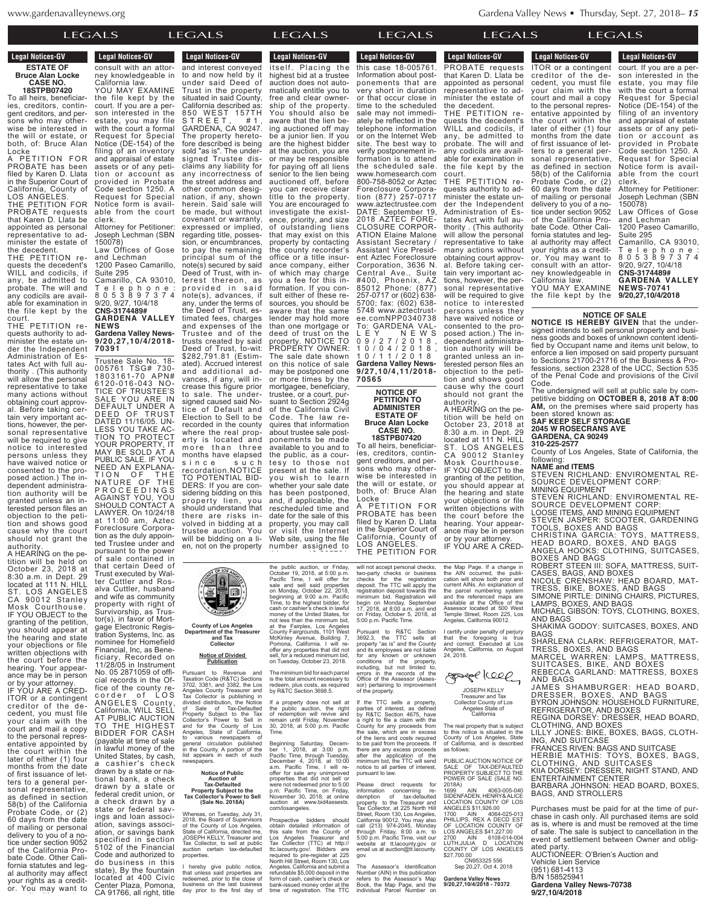**Legal Notices-GV**

**ESTATE OF Bruce Alan Locke CASE NO. 18STPB07420**

To all heirs, beneficiaries, creditors, contingent creditors, and persons who may otherwise be interested in the will or estate, or both, of: Bruce Alan Locke

A PETITION FOR PROBATE has been filed by Karen D. Llata in the Superior Court of California, County of LOS ANGELES.

THE PETITION FOR PROBATE requests that Karen D. Llata be appointed as personal representative to administer the estate of the decedent.

THE PETITION requests the decedent's WILL and codicils, if any, be admitted to probate. The will and any codicils are available for examination in the file kept by the court.

THE PETITION requests authority to administer the estate under the Independent Administration of Estates Act with full authority. (This authority will allow the personal representative to take many actions without obtaining court approval. Before taking certain very important actions, however, the personal representative will be required to give notice to interested persons unless they have waived notice or consented to the proposed action.) The independent administration authority will be granted unless an interested person files an objection to the petition and shows good cause why the court should not grant the authority.

A HEARING on the petition will be held on October 23, 2018 at 8:30 a.m. in Dept. 29 located at 111 N. HILL ST. LOS ANGELES CA 90012 Stanley Mosk Courthouse.

IF YOU OBJECT to the granting of the petition, you should appear at the hearing and state your objections or file written objections with the court before the hearing. Your appearance may be in person or by your attorney.

IF YOU ARE A CREDITOR or a contingent creditor of the decedent, you must file your claim with the court and mail a copy to the personal representative appointed by the court within the later of either (1) four months from the date of first issuance of letters to a general personal representative, as defined in section 58(b) of the California Probate Code, or (2) 60 days from the date of mailing or personal delivery to you of a notice under section 9052 of the California Probate Code. Other California statutes and legal authority may affect your rights as a creditor. You may want to consult with an attorney knowledgeable in California law.

YOU MAY EXAMINE the file kept by the court. If you are a person interested in the estate, you may file with the court a formal Request for Special Notice (DE-154) of the filing of an inventory and appraisal of estate assets or of any petition or account as provided in Probate Code section 1250. A Request for Special Notice form is available from the court clerk.

Attorney for Petitioner: Joseph Lechman (SBN 150078)
Law Offices of Gose and Lechman
1200 Paseo Camarillo, Suite 295
Camarillo, CA 93010,
Telephone: 8053897374
9/20, 9/27, 10/4/18
**CNS-3174489#**
**GARDENA VALLEY NEWS**
**Gardena Valley News-9/20,27,10/4/2018-70391**

---

**Legal Notices-GV**

Trustee Sale No. 18-005761 TSG# 730-1803161-70 APN# 6120-016-043 NOTICE OF TRUSTEE'S SALE YOU ARE IN DEFAULT UNDER A DEED OF TRUST DATED 11/16/05. UNLESS YOU TAKE ACTION TO PROTECT YOUR PROPERTY, IT MAY BE SOLD AT A PUBLIC SALE. IF YOU NEED AN EXPLANATION OF THE NATURE OF THE PROCEEDINGS AGAINST YOU, YOU SHOULD CONTACT A LAWYER. On 10/24/18 at 11:00 am, Aztec Foreclosure Corporation as the duly appointed Trustee under and pursuant to the power of sale contained in that certain Deed of Trust executed by Walter Cuttler and Rosalva Cuttler, husband and wife as community property with right of Survivorship, as Trustor(s), in favor of Mortgage Electronic Registration Systems, Inc. as nominee for Homefield Financial, Inc, as Beneficiary, Recorded on 11/28/05 in Instrument No. 05 2871059 of official records in the Office of the county recorder of LOS ANGELES County, California, WILL SELL AT PUBLIC AUCTION TO THE HIGHEST BIDDER FOR CASH (payable at time of sale in lawful money of the United States, by cash, a cashier's check drawn by a state or national bank, a check drawn by a state or federal credit union, or a check drawn by a state or federal savings and loan association, savings association, or savings bank specified in section 5102 of the Financial Code and authorized to do business in this state), By the fountain located at 400 Civic Center Plaza, Pomona, CA 91766, all right, title and interest conveyed to and now held by it under said Deed of Trust in the property situated in said County, California described as: 850 WEST 157TH STREET, #1, GARDENA, CA 90247. The property heretofore described is being sold "as is". The undersigned Trustee disclaims any liability for any incorrectness of the street address and other common designation, if any, shown herein. Said sale will be made, but without covenant or warranty, expressed or implied, regarding title, possession, or encumbrances, to pay the remaining principal sum of the note(s) secured by said Deed of Trust, with interest thereon, as provided in said note(s), advances, if any, under the terms of the Deed of Trust, estimated fees, charges and expenses of the Trustee and of the trusts created by said Deed of Trust, to-wit: $282,917.81 (Estimated). Accrued interest and additional advances, if any, will increase this figure prior to sale. The undersigned caused said Notice of Default and Election to Sell to be recorded in the county where the real property is located and more than three months have elapsed since such recordation. NOTICE TO POTENTIAL BIDDERS: If you are considering bidding on this property lien, you should understand that there are risks involved in bidding at a trustee auction. You will be bidding on a lien, not on the property itself. Placing the highest bid at a trustee auction does not automatically entitle you to free and clear ownership of the property. You should also be aware that the lien being auctioned off may be a junior lien. If you are the highest bidder at the auction, you are or may be responsible for paying off all liens senior to the lien being auctioned off, before you can receive clear title to the property. You are encouraged to investigate the existence, priority, and size of outstanding liens that may exist on this property by contacting the county recorder's office or a title insurance company, either of which may charge you a fee for this information. If you consult either of these resources, you should be aware that the same lender may hold more than one mortgage or deed of trust on the property. NOTICE TO PROPERTY OWNER: The sale date shown on this notice of sale may be postponed one or more times by the mortgagee, beneficiary, trustee, or a court, pursuant to Section 2924g of the California Civil Code. The law requires that information about trustee sale postponements be made available to you and to the public, as a courtesy to those not present at the sale. If you wish to learn whether your sale date has been postponed, and, if applicable, the rescheduled time and date for the sale of this property, you may call or visit the Internet Web site, using the file number assigned to this case 18-005761. Information about postponements that are very short in duration or that occur close in time to the scheduled sale may not immediately be reflected in the telephone information or on the Internet Web site. The best way to verify postponement information is to attend the scheduled sale. www.homesearch.com 800-758-8052 or Aztec Foreclosure Corporation (877) 257-0717 www.aztectrustee.com DATE: September 19, 2018 AZTEC FORECLOSURE CORPORATION Elaine Malone Assistant Secretary / Assistant Vice President Aztec Foreclosure Corporation, 3636 N. Central Ave., Suite #400, Phoenix, AZ 85012 Phone: (877) 257-0717 or (602) 638-5700; fax: (602) 638-5748 www.aztectrustee.comNPP0340738 To: GARDENA VALLEY NEWS 09/27/2018, 10/04/2018, 10/11/2018
**Gardena Valley News-9/27,10/4,11/2018-70565**

---

**NOTICE OF PETITION TO ADMINISTER ESTATE OF Bruce Alan Locke CASE NO. 18STPB07420**

To all heirs, beneficiaries, creditors, contingent creditors, and persons who may otherwise be interested in the will or estate, or both, of: Bruce Alan Locke

A PETITION FOR PROBATE has been filed by Karen D. Llata in the Superior Court of California, County of LOS ANGELES.

THE PETITION FOR PROBATE requests that Karen D. Llata be appointed as personal representative to administer the estate of the decedent.

THE PETITION requests the decedent's WILL and codicils, if any, be admitted to probate. The will and any codicils are available for examination in the file kept by the court.

THE PETITION requests authority to administer the estate under the Independent Administration of Estates Act with full authority. (This authority will allow the personal representative to take many actions without obtaining court approval. Before taking certain very important actions, however, the personal representative will be required to give notice to interested persons unless they have waived notice or consented to the proposed action.) The independent administration authority will be granted unless an interested person files an objection to the petition and shows good cause why the court should not grant the authority.

A HEARING on the petition will be held on October 23, 2018 at 8:30 a.m. in Dept. 29 located at 111 N. HILL ST. LOS ANGELES CA 90012 Stanley Mosk Courthouse.

IF YOU OBJECT to the granting of the petition, you should appear at the hearing and state your objections or file written objections with the court before the hearing. Your appearance may be in person or by your attorney.

IF YOU ARE A CREDITOR or a contingent creditor of the decedent, you must file your claim with the court and mail a copy to the personal representative appointed by the court within the later of either (1) four months from the date of first issuance of letters to a general personal representative, as defined in section 58(b) of the California Probate Code, or (2) 60 days from the date of mailing or personal delivery to you of a notice under section 9052 of the California Probate Code. Other California statutes and legal authority may affect your rights as a creditor. You may want to consult with an attorney knowledgeable in California law.

YOU MAY EXAMINE the file kept by the court. If you are a person interested in the estate, you may file with the court a formal Request for Special Notice (DE-154) of the filing of an inventory and appraisal of estate assets or of any petition or account as provided in Probate Code section 1250. A Request for Special Notice form is available from the court clerk.

Attorney for Petitioner: Joseph Lechman (SBN 150078)
Law Offices of Gose and Lechman
1200 Paseo Camarillo, Suite 295
Camarillo, CA 93010,
Telephone: 8053897374
9/20, 9/27, 10/4/18
**CNS-3174489#**
**GARDENA VALLEY NEWS-70741**
**9/20,27,10/4/2018**

---

**NOTICE OF SALE**

**NOTICE IS HEREBY GIVEN** that the undersigned intends to sell personal property and business goods and boxes of unknown content identified by Occupant name and items unit below, to enforce a lien imposed on said property pursuant to Sections 21700-21716 of the Business & Professions, section 2328 of the UCC, Section 535 of the Penal Code and provisions of the Civil Code.

The undersigned will sell at public sale by competitive bidding on **OCTOBER 8, 2018 AT 8:00 AM**, on the premises where said property has been stored known as:

**SAF KEEP SELF STORAGE**
**2045 W ROSECRANS AVE**
**GARDENA, CA 90249**
**310-225-2577**

County of Los Angeles, State of California, the following:

**NAME and ITEMS**

STEVEN RICHLAND: ENVIROMENTAL RESOURCE DEVELOPMENT CORP: MINING EQUIPMENT
STEVEN RICHLAND: ENVIROMENTAL RESOURCE DEVELOPMENT CORP: LOOSE ITEMS, AND MINING EQUIPMENT
STEVEN JASPER: SCOOTER, GARDENING TOOLS, BOXES AND BAGS
CHRISTINA GARCIA: TOYS, MATTRESS, HEAD BOARD, BOXES, AND BAGS
ANGELA HOOKS: CLOTHING, SUITCASES, BOXES AND BAGS
ROBERT STEEN III: SOFA, MATTRESS, SUITCASES, BAGS, AND BOXES
NICOLE CRENSHAW: HEAD BOARD, MATTRESS, BIKE, BOXES, AND BAGS
SIMONE PIRTLE: DINING CHAIRS, PICTURES, LAMPS, BOXES AND BAGS
MICHAEL GIBSON: TOYS, CLOTHING, BOXES, AND BAGS
SHAKIMA GODOY: SUITCASES, BOXES, AND BAGS
SHARLENA CLARK: REFRIGERATOR, MATTRESS, BOXES, AND BAGS
MARCEL WARREN: LAMPS, MATTRESS, SUITCASES, BIKE, AND BOXES
REBECCA GARLAND: MATTRESS, BOXES AND BAGS
JAMES SHAMBURGER: HEAD BOARD, DRESSER, BOXES, AND BAGS
BYRON JOHNSON: HOUSEHOLD FURNITURE, REFRIGERATOR, AND BOXES
REGINA DORSEY: DRESSER, HEAD BOARD, CLOTHING, AND BOXES
LILLY JONES: BIKE, BOXES, BAGS, CLOTHING, AND SUITCASE
FRANCES RIVEN: BAGS AND SUITCASE
HERBIE MATHIS: TOYS, BOXES, BAGS, CLOTHING, AND SUITCASES
KIIA DORSEY: DRESSER, NIGHT STAND, AND ENTERTAINMENT CENTER
BARBARA JOHNSON: HEAD BOARD, BOXES, BAGS, AND STROLLERS

Purchases must be paid for at the time of purchase in cash only. All purchased items are sold as is, where is and must be removed at the time of sale. The sale is subject to cancellation in the event of settlement between Owner and obligated party.

AUCTIONEER: O'Brien's Auction and Vehicle Lien Service
(951) 681-4113
B/N 158525941
**Gardena Valley News-70738**
**9/27,10/4/2018**

---

**County of Los Angeles Department of the Treasurer and Tax Collector**

**Notice of Divided Publication**

Pursuant to Revenue and Taxation Code (R&TC) Sections 3702, 3381, and 3382, the Los Angeles County Treasurer and Tax Collector is publishing in divided distribution, the Notice of Sale of Tax-Defaulted Property Subject to the Tax Collector's Power to Sell in and for the County of Los Angeles, State of California, to various newspapers of general circulation published in the County. A portion of the list appears in each of such newspapers.

**Notice of Public Auction of Tax-Defaulted Property Subject to the Tax Collector's Power to Sell (Sale No. 2018A)**

Whereas, on Tuesday, July 31, 2018, the Board of Supervisors of the County of Los Angeles, State of California, directed me, JOSEPH KELLY, Treasurer and Tax Collector, to sell at public auction certain tax-defaulted properties.

I hereby give public notice, that unless said properties are redeemed, prior to the close of business on the last business day prior to the first day of the public auction, or Friday, October 19, 2018, at 5:00 p.m. Pacific Time, I will offer for sale and sell said properties on Monday, October 22, 2018, beginning at 9:00 a.m. Pacific Time, to the highest bidder, for cash or cashier's check in lawful money of the United States, for not less than the minimum bid, at the Fairplex, Los Angeles County Fairgrounds, 1101 West McKinley Avenue, Building 7, Pomona, California. I will re-offer any properties that did not sell, for a reduced minimum bid, on Tuesday, October 23, 2018.

The minimum bid for each parcel is the total amount necessary to redeem, plus costs, as required by R&TC Section 3698.5.

If a property does not sell at the public auction, the right of redemption will revive and remain until Friday, November 30, 2018, at 5:00 p.m. Pacific Time.

Beginning Saturday, December 1, 2018, at 3:00 p.m. Pacific Time, through Tuesday, December 4, 2018, at 10:00 a.m. Pacific Time, I will re-offer for sale any unimproved properties that did not sell or were not redeemed prior to 5:00 p.m. Pacific Time, on Friday, November 30, 2018, at online auction at www.bid4assets.com/losangeles.

Prospective bidders should obtain detailed information of this sale from the County of Los Angeles Treasurer and Tax Collector (TTC) at http://ttc.lacounty.gov/. Bidders are required to pre-register at 225 North Hill Street, Room 130, Los Angeles, California and submit a refundable $5,000 deposit in the form of cash, cashier's check or bank-issued money order at the time of registration. The TTC will not accept personal checks, two-party checks or business checks for the registration deposit. The TTC will apply the registration deposit towards the minimum bid. Registration will begin on Monday, September 17, 2018, at 8:00 a.m. and end on Friday, October 5, 2018, at 5:00 p.m. Pacific Time.

Pursuant to R&TC Section 3692.3, the TTC sells all property "as is" and the County and its employees are not liable for any known or unknown conditions of the property, including, but not limited to, errors in the records of the Office of the Assessor (Assessor) pertaining to improvement of the property.

If the TTC sells a property, parties of interest, as defined by R&TC Section 4675, have a right to file a claim with the County for any proceeds from the sale, which are in excess of the liens and costs required to be paid from the proceeds. If there are any excess proceeds after the application of the minimum bid, the TTC will send notice to all parties of interest, pursuant to law.

Please direct requests for information concerning redemption of tax-defaulted property to the Treasurer and Tax Collector, at 225 North Hill Street, Room 130, Los Angeles, California 90012. You may also call (213) 974-2045, Monday through Friday, 8:00 a.m. to 5:00 p.m. Pacific Time, visit our website at ttc.lacounty.gov or email us at auction@ttc.lacounty.gov.

The Assessor's Identification Number (AIN) in this publication refers to the Assessor's Map Book, the Map Page, and the individual Parcel Number on the Map Page. If a change in the AIN occurred, the publication will show both prior and current AINs. An explanation of the parcel numbering system and the referenced maps are available at the Office of the Assessor located at 500 West Temple Street, Room 225, Los Angeles, California 90012.

I certify under penalty of perjury that the foregoing is true and correct. Executed at Los Angeles, California, on August 24, 2018.

JOSEPH KELLY
Treasurer and Tax Collector County of Los Angeles State of California

The real property that is subject to this notice is situated in the County of Los Angeles, State of California, and is described as follows:

PUBLIC AUCTION NOTICE OF SALE OF TAX-DEFAULTED PROPERTY SUBJECT TO THE POWER OF SALE (SALE NO. 2018A)

1699 AIN 4063-005-040 SIDENFADEN, HENRY & ALICE LOCATION COUNTY OF LOS ANGELES $11,926.00

1700 AIN 4064-025-013 PHILLIPS, REX A DECD EST OF LOCATION COUNTY OF LOS ANGELES $41,227.00

2700 AIN 6108-014-004 LUTH, JULIA D LOCATION COUNTY OF LOS ANGELES $27,700.00

CN953325 556
Sep 20,27, Oct 4, 2018

**Gardena Valley News 9/20,27,10/4/2018 - 70372**